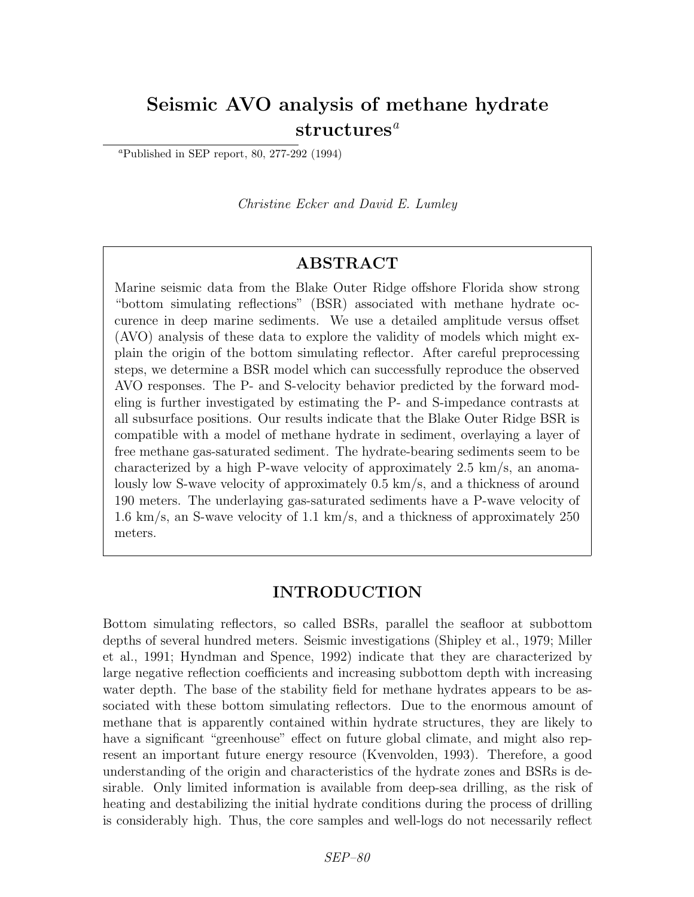# Seismic AVO analysis of methane hydrate structures[a]

[a]Published in SEP report, 80, 277-292 (1994)

*Christine Ecker and David E. Lumley*

## ABSTRACT

Marine seismic data from the Blake Outer Ridge offshore Florida show strong "bottom simulating reflections" (BSR) associated with methane hydrate occurence in deep marine sediments. We use a detailed amplitude versus offset (AVO) analysis of these data to explore the validity of models which might explain the origin of the bottom simulating reflector. After careful preprocessing steps, we determine a BSR model which can successfully reproduce the observed AVO responses. The P- and S-velocity behavior predicted by the forward modeling is further investigated by estimating the P- and S-impedance contrasts at all subsurface positions. Our results indicate that the Blake Outer Ridge BSR is compatible with a model of methane hydrate in sediment, overlaying a layer of free methane gas-saturated sediment. The hydrate-bearing sediments seem to be characterized by a high P-wave velocity of approximately 2.5 km/s, an anomalously low S-wave velocity of approximately 0.5 km/s, and a thickness of around 190 meters. The underlaying gas-saturated sediments have a P-wave velocity of 1.6 km/s, an S-wave velocity of 1.1 km/s, and a thickness of approximately 250 meters.

## INTRODUCTION

Bottom simulating reflectors, so called BSRs, parallel the seafloor at subbottom depths of several hundred meters. Seismic investigations (Shipley et al., 1979; Miller et al., 1991; Hyndman and Spence, 1992) indicate that they are characterized by large negative reflection coefficients and increasing subbottom depth with increasing water depth. The base of the stability field for methane hydrates appears to be associated with these bottom simulating reflectors. Due to the enormous amount of methane that is apparently contained within hydrate structures, they are likely to have a significant "greenhouse" effect on future global climate, and might also represent an important future energy resource (Kvenvolden, 1993). Therefore, a good understanding of the origin and characteristics of the hydrate zones and BSRs is desirable. Only limited information is available from deep-sea drilling, as the risk of heating and destabilizing the initial hydrate conditions during the process of drilling is considerably high. Thus, the core samples and well-logs do not necessarily reflect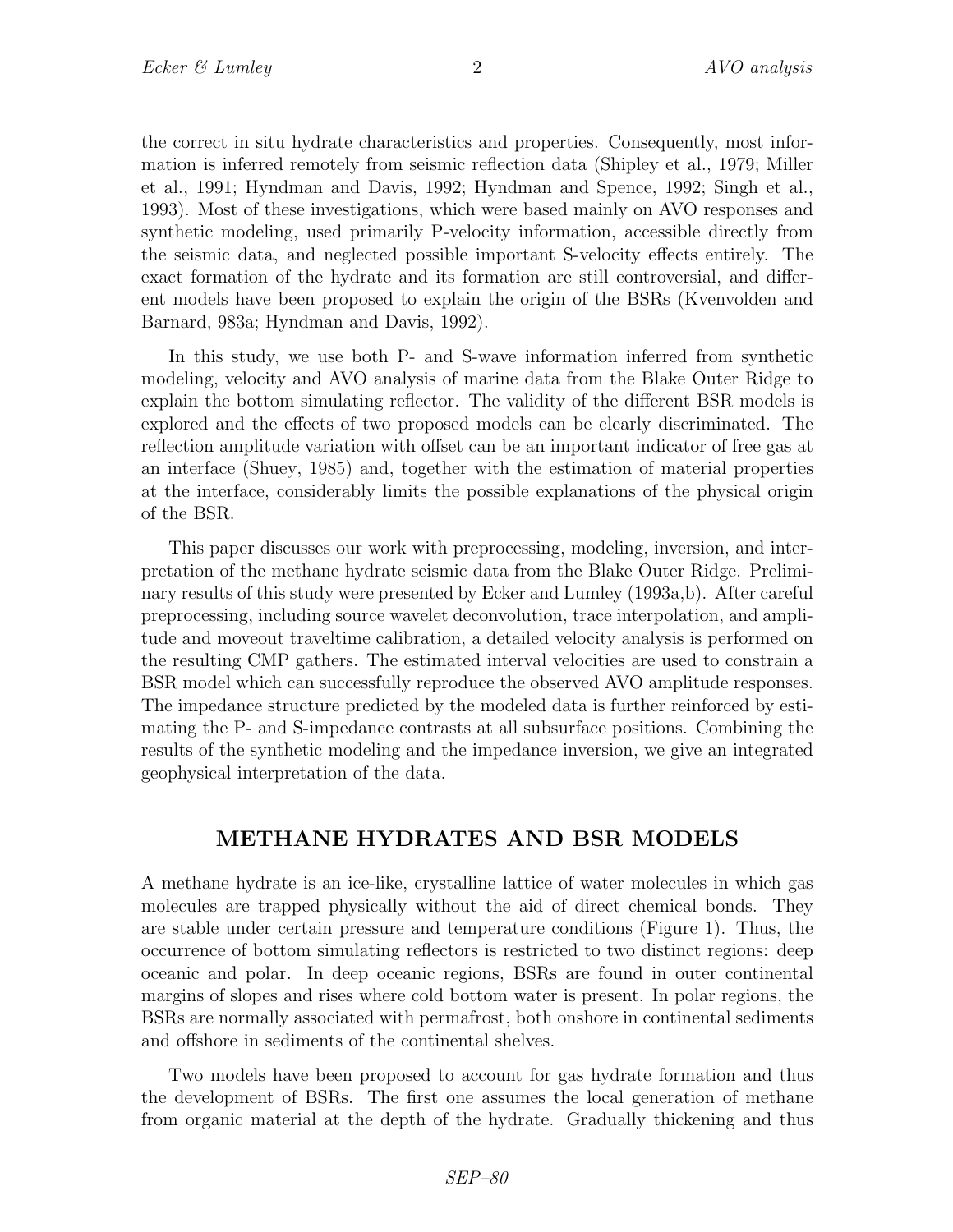the correct in situ hydrate characteristics and properties. Consequently, most information is inferred remotely from seismic reflection data (Shipley et al., 1979; Miller et al., 1991; Hyndman and Davis, 1992; Hyndman and Spence, 1992; Singh et al., 1993). Most of these investigations, which were based mainly on AVO responses and synthetic modeling, used primarily P-velocity information, accessible directly from the seismic data, and neglected possible important S-velocity effects entirely. The exact formation of the hydrate and its formation are still controversial, and different models have been proposed to explain the origin of the BSRs (Kvenvolden and Barnard, 983a; Hyndman and Davis, 1992).

In this study, we use both P- and S-wave information inferred from synthetic modeling, velocity and AVO analysis of marine data from the Blake Outer Ridge to explain the bottom simulating reflector. The validity of the different BSR models is explored and the effects of two proposed models can be clearly discriminated. The reflection amplitude variation with offset can be an important indicator of free gas at an interface (Shuey, 1985) and, together with the estimation of material properties at the interface, considerably limits the possible explanations of the physical origin of the BSR.

This paper discusses our work with preprocessing, modeling, inversion, and interpretation of the methane hydrate seismic data from the Blake Outer Ridge. Preliminary results of this study were presented by Ecker and Lumley (1993a,b). After careful preprocessing, including source wavelet deconvolution, trace interpolation, and amplitude and moveout traveltime calibration, a detailed velocity analysis is performed on the resulting CMP gathers. The estimated interval velocities are used to constrain a BSR model which can successfully reproduce the observed AVO amplitude responses. The impedance structure predicted by the modeled data is further reinforced by estimating the P- and S-impedance contrasts at all subsurface positions. Combining the results of the synthetic modeling and the impedance inversion, we give an integrated geophysical interpretation of the data.

## METHANE HYDRATES AND BSR MODELS

A methane hydrate is an ice-like, crystalline lattice of water molecules in which gas molecules are trapped physically without the aid of direct chemical bonds. They are stable under certain pressure and temperature conditions (Figure 1). Thus, the occurrence of bottom simulating reflectors is restricted to two distinct regions: deep oceanic and polar. In deep oceanic regions, BSRs are found in outer continental margins of slopes and rises where cold bottom water is present. In polar regions, the BSRs are normally associated with permafrost, both onshore in continental sediments and offshore in sediments of the continental shelves.

Two models have been proposed to account for gas hydrate formation and thus the development of BSRs. The first one assumes the local generation of methane from organic material at the depth of the hydrate. Gradually thickening and thus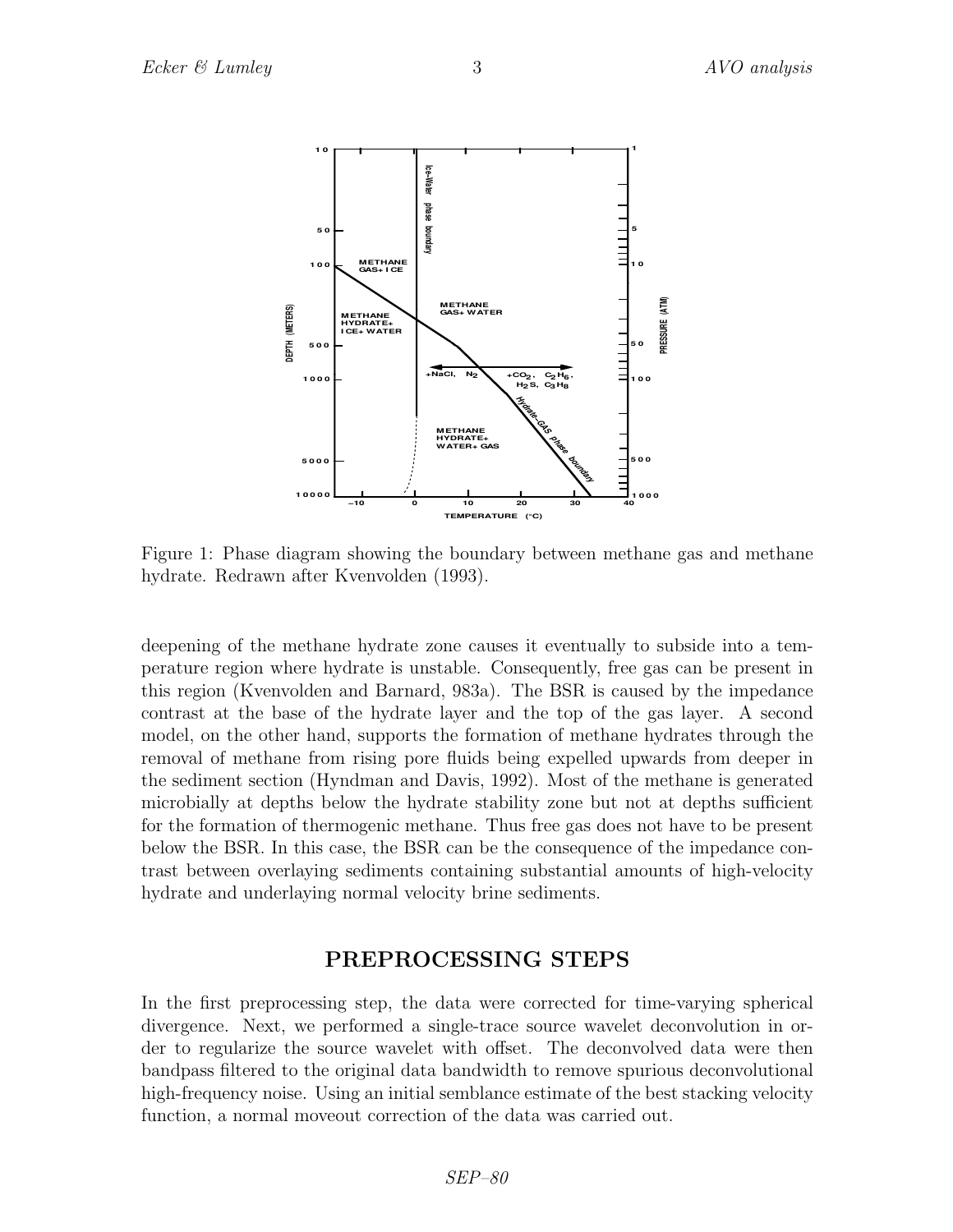Figure 1: Phase diagram showing the boundary between methane gas and methane hydrate. Redrawn after Kvenvolden (1993).

deepening of the methane hydrate zone causes it eventually to subside into a temperature region where hydrate is unstable. Consequently, free gas can be present in this region (Kvenvolden and Barnard, 983a). The BSR is caused by the impedance contrast at the base of the hydrate layer and the top of the gas layer. A second model, on the other hand, supports the formation of methane hydrates through the removal of methane from rising pore fluids being expelled upwards from deeper in the sediment section (Hyndman and Davis, 1992). Most of the methane is generated microbially at depths below the hydrate stability zone but not at depths sufficient for the formation of thermogenic methane. Thus free gas does not have to be present below the BSR. In this case, the BSR can be the consequence of the impedance contrast between overlaying sediments containing substantial amounts of high-velocity hydrate and underlaying normal velocity brine sediments.

## PREPROCESSING STEPS

In the first preprocessing step, the data were corrected for time-varying spherical divergence. Next, we performed a single-trace source wavelet deconvolution in order to regularize the source wavelet with offset. The deconvolved data were then bandpass filtered to the original data bandwidth to remove spurious deconvolutional high-frequency noise. Using an initial semblance estimate of the best stacking velocity function, a normal moveout correction of the data was carried out.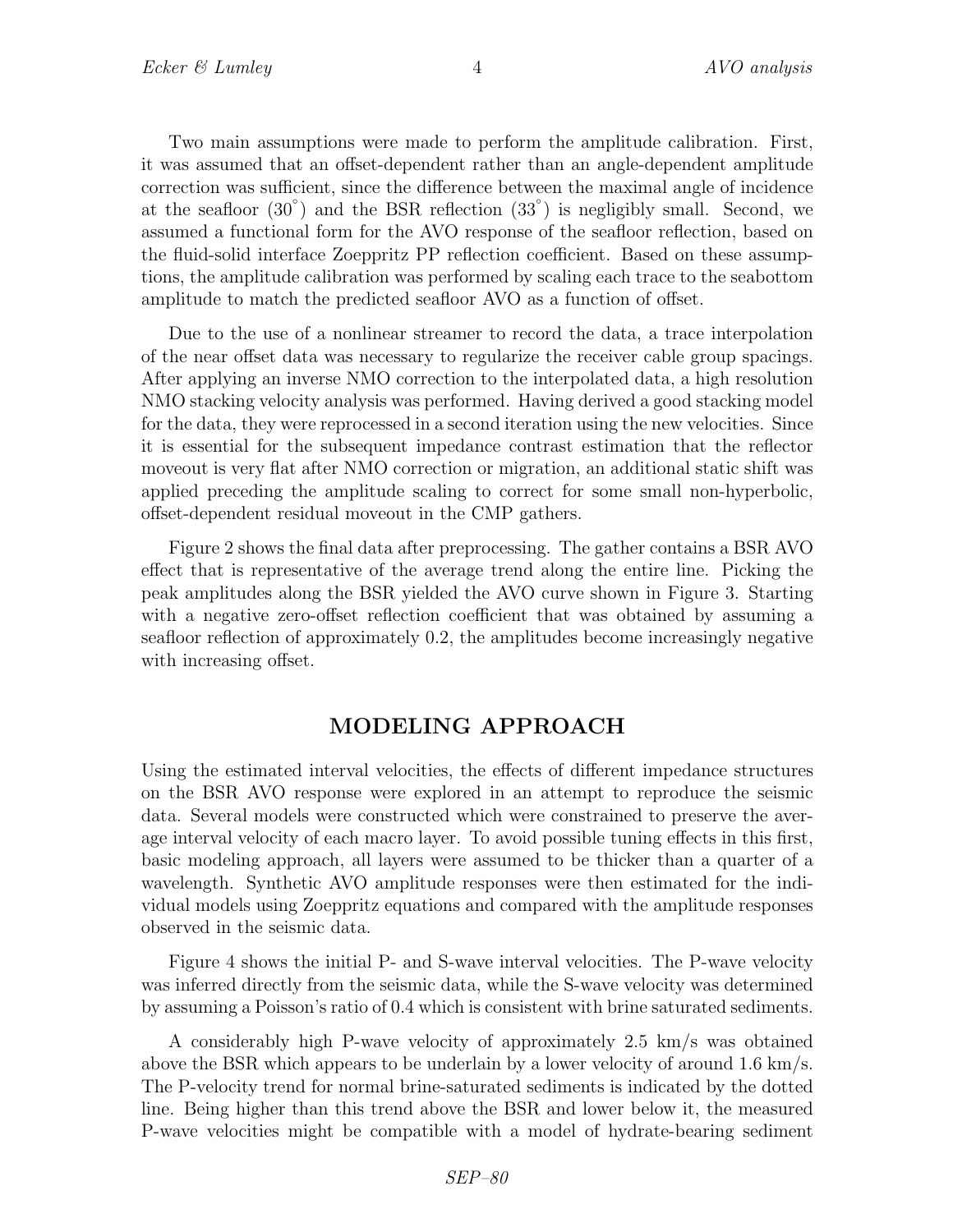Two main assumptions were made to perform the amplitude calibration. First, it was assumed that an offset-dependent rather than an angle-dependent amplitude correction was sufficient, since the difference between the maximal angle of incidence at the seafloor ($30^{\circ}$) and the BSR reflection ($33^{\circ}$) is negligibly small. Second, we assumed a functional form for the AVO response of the seafloor reflection, based on the fluid-solid interface Zoeppritz PP reflection coefficient. Based on these assumptions, the amplitude calibration was performed by scaling each trace to the seabottom amplitude to match the predicted seafloor AVO as a function of offset.

Due to the use of a nonlinear streamer to record the data, a trace interpolation of the near offset data was necessary to regularize the receiver cable group spacings. After applying an inverse NMO correction to the interpolated data, a high resolution NMO stacking velocity analysis was performed. Having derived a good stacking model for the data, they were reprocessed in a second iteration using the new velocities. Since it is essential for the subsequent impedance contrast estimation that the reflector moveout is very flat after NMO correction or migration, an additional static shift was applied preceding the amplitude scaling to correct for some small non-hyperbolic, offset-dependent residual moveout in the CMP gathers.

Figure 2 shows the final data after preprocessing. The gather contains a BSR AVO effect that is representative of the average trend along the entire line. Picking the peak amplitudes along the BSR yielded the AVO curve shown in Figure 3. Starting with a negative zero-offset reflection coefficient that was obtained by assuming a seafloor reflection of approximately 0.2, the amplitudes become increasingly negative with increasing offset.

## MODELING APPROACH

Using the estimated interval velocities, the effects of different impedance structures on the BSR AVO response were explored in an attempt to reproduce the seismic data. Several models were constructed which were constrained to preserve the average interval velocity of each macro layer. To avoid possible tuning effects in this first, basic modeling approach, all layers were assumed to be thicker than a quarter of a wavelength. Synthetic AVO amplitude responses were then estimated for the individual models using Zoeppritz equations and compared with the amplitude responses observed in the seismic data.

Figure 4 shows the initial P- and S-wave interval velocities. The P-wave velocity was inferred directly from the seismic data, while the S-wave velocity was determined by assuming a Poisson's ratio of 0.4 which is consistent with brine saturated sediments.

A considerably high P-wave velocity of approximately 2.5 km/s was obtained above the BSR which appears to be underlain by a lower velocity of around 1.6 km/s. The P-velocity trend for normal brine-saturated sediments is indicated by the dotted line. Being higher than this trend above the BSR and lower below it, the measured P-wave velocities might be compatible with a model of hydrate-bearing sediment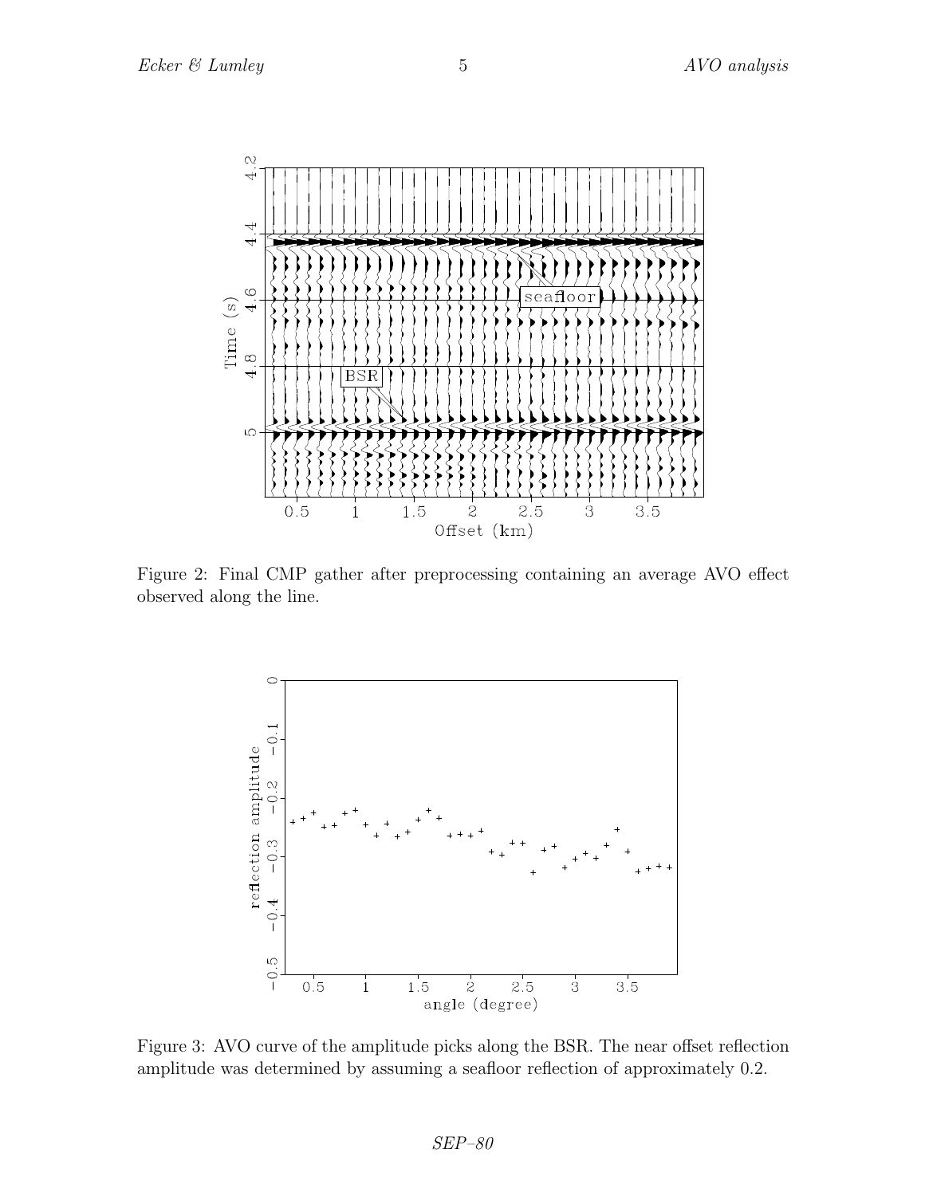Figure 2: Final CMP gather after preprocessing containing an average AVO effect observed along the line.

Figure 3: AVO curve of the amplitude picks along the BSR. The near offset reflection amplitude was determined by assuming a seafloor reflection of approximately 0.2.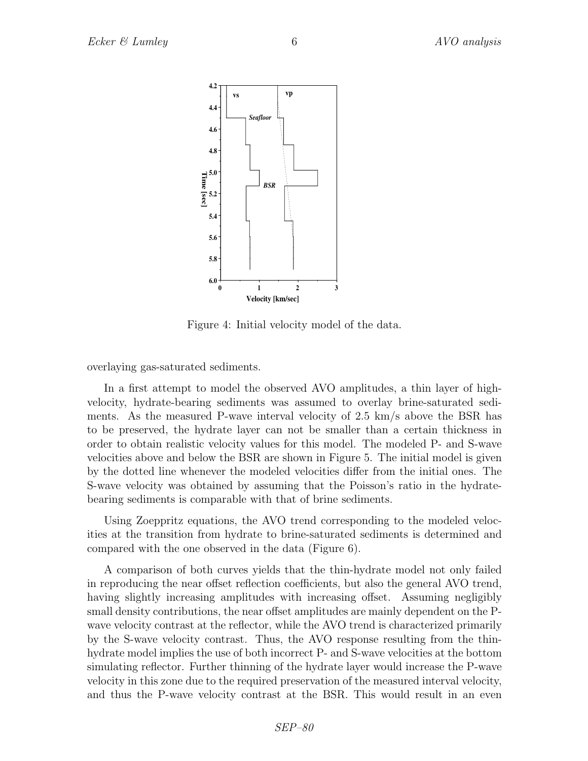Figure 4: Initial velocity model of the data.

overlaying gas-saturated sediments.

In a first attempt to model the observed AVO amplitudes, a thin layer of high-velocity, hydrate-bearing sediments was assumed to overlay brine-saturated sediments. As the measured P-wave interval velocity of 2.5 km/s above the BSR has to be preserved, the hydrate layer can not be smaller than a certain thickness in order to obtain realistic velocity values for this model. The modeled P- and S-wave velocities above and below the BSR are shown in Figure 5. The initial model is given by the dotted line whenever the modeled velocities differ from the initial ones. The S-wave velocity was obtained by assuming that the Poisson's ratio in the hydrate-bearing sediments is comparable with that of brine sediments.

Using Zoeppritz equations, the AVO trend corresponding to the modeled velocities at the transition from hydrate to brine-saturated sediments is determined and compared with the one observed in the data (Figure 6).

A comparison of both curves yields that the thin-hydrate model not only failed in reproducing the near offset reflection coefficients, but also the general AVO trend, having slightly increasing amplitudes with increasing offset. Assuming negligibly small density contributions, the near offset amplitudes are mainly dependent on the P-wave velocity contrast at the reflector, while the AVO trend is characterized primarily by the S-wave velocity contrast. Thus, the AVO response resulting from the thin-hydrate model implies the use of both incorrect P- and S-wave velocities at the bottom simulating reflector. Further thinning of the hydrate layer would increase the P-wave velocity in this zone due to the required preservation of the measured interval velocity, and thus the P-wave velocity contrast at the BSR. This would result in an even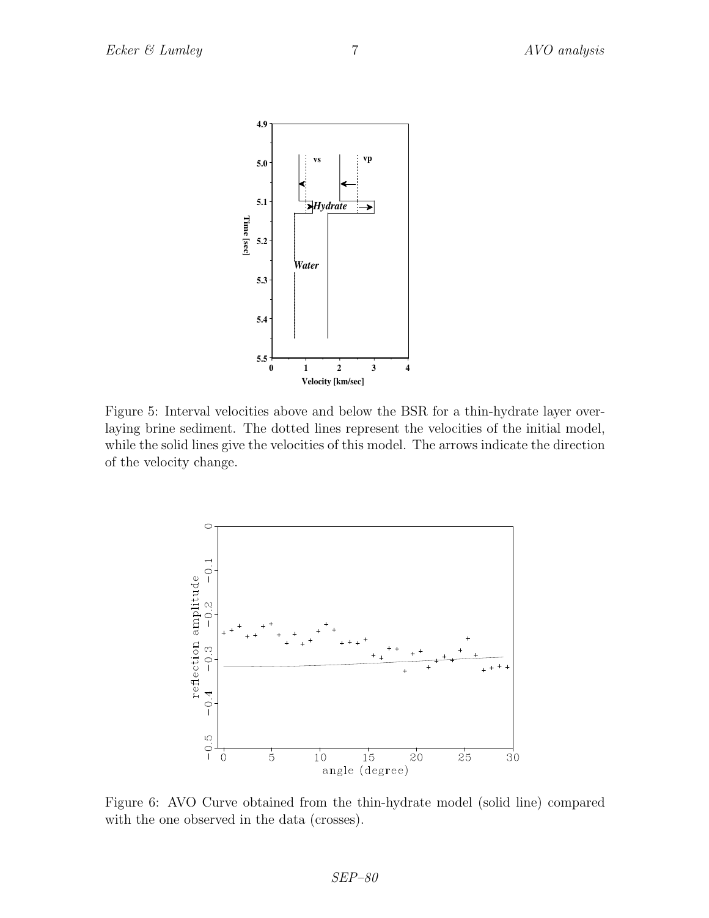Figure 5: Interval velocities above and below the BSR for a thin-hydrate layer overlaying brine sediment. The dotted lines represent the velocities of the initial model, while the solid lines give the velocities of this model. The arrows indicate the direction of the velocity change.

Figure 6: AVO Curve obtained from the thin-hydrate model (solid line) compared with the one observed in the data (crosses).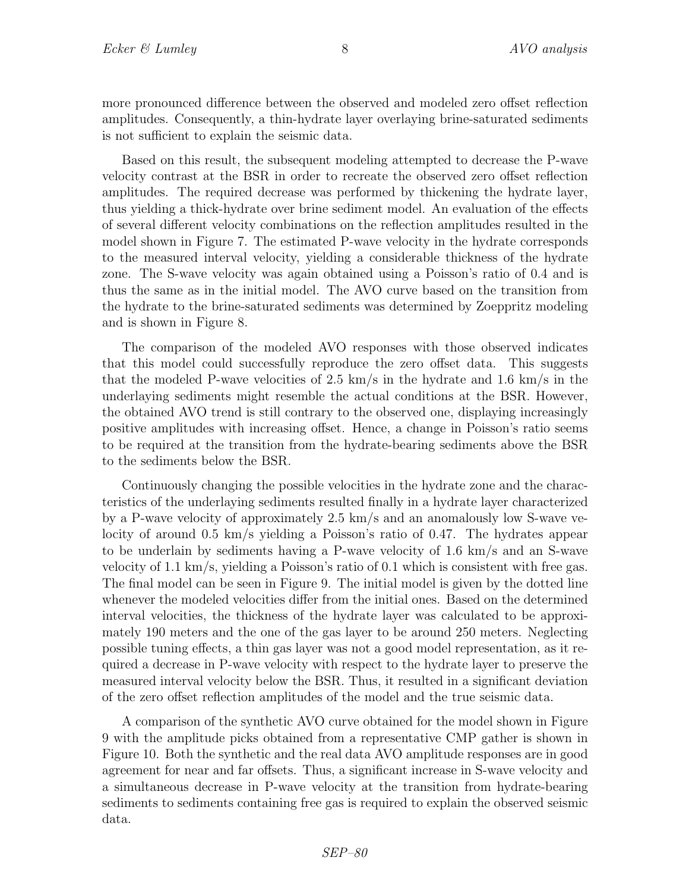more pronounced difference between the observed and modeled zero offset reflection amplitudes. Consequently, a thin-hydrate layer overlaying brine-saturated sediments is not sufficient to explain the seismic data.

Based on this result, the subsequent modeling attempted to decrease the P-wave velocity contrast at the BSR in order to recreate the observed zero offset reflection amplitudes. The required decrease was performed by thickening the hydrate layer, thus yielding a thick-hydrate over brine sediment model. An evaluation of the effects of several different velocity combinations on the reflection amplitudes resulted in the model shown in Figure 7. The estimated P-wave velocity in the hydrate corresponds to the measured interval velocity, yielding a considerable thickness of the hydrate zone. The S-wave velocity was again obtained using a Poisson's ratio of 0.4 and is thus the same as in the initial model. The AVO curve based on the transition from the hydrate to the brine-saturated sediments was determined by Zoeppritz modeling and is shown in Figure 8.

The comparison of the modeled AVO responses with those observed indicates that this model could successfully reproduce the zero offset data. This suggests that the modeled P-wave velocities of 2.5 km/s in the hydrate and 1.6 km/s in the underlaying sediments might resemble the actual conditions at the BSR. However, the obtained AVO trend is still contrary to the observed one, displaying increasingly positive amplitudes with increasing offset. Hence, a change in Poisson's ratio seems to be required at the transition from the hydrate-bearing sediments above the BSR to the sediments below the BSR.

Continuously changing the possible velocities in the hydrate zone and the characteristics of the underlaying sediments resulted finally in a hydrate layer characterized by a P-wave velocity of approximately 2.5 km/s and an anomalously low S-wave velocity of around 0.5 km/s yielding a Poisson's ratio of 0.47. The hydrates appear to be underlain by sediments having a P-wave velocity of 1.6 km/s and an S-wave velocity of 1.1 km/s, yielding a Poisson's ratio of 0.1 which is consistent with free gas. The final model can be seen in Figure 9. The initial model is given by the dotted line whenever the modeled velocities differ from the initial ones. Based on the determined interval velocities, the thickness of the hydrate layer was calculated to be approximately 190 meters and the one of the gas layer to be around 250 meters. Neglecting possible tuning effects, a thin gas layer was not a good model representation, as it required a decrease in P-wave velocity with respect to the hydrate layer to preserve the measured interval velocity below the BSR. Thus, it resulted in a significant deviation of the zero offset reflection amplitudes of the model and the true seismic data.

A comparison of the synthetic AVO curve obtained for the model shown in Figure 9 with the amplitude picks obtained from a representative CMP gather is shown in Figure 10. Both the synthetic and the real data AVO amplitude responses are in good agreement for near and far offsets. Thus, a significant increase in S-wave velocity and a simultaneous decrease in P-wave velocity at the transition from hydrate-bearing sediments to sediments containing free gas is required to explain the observed seismic data.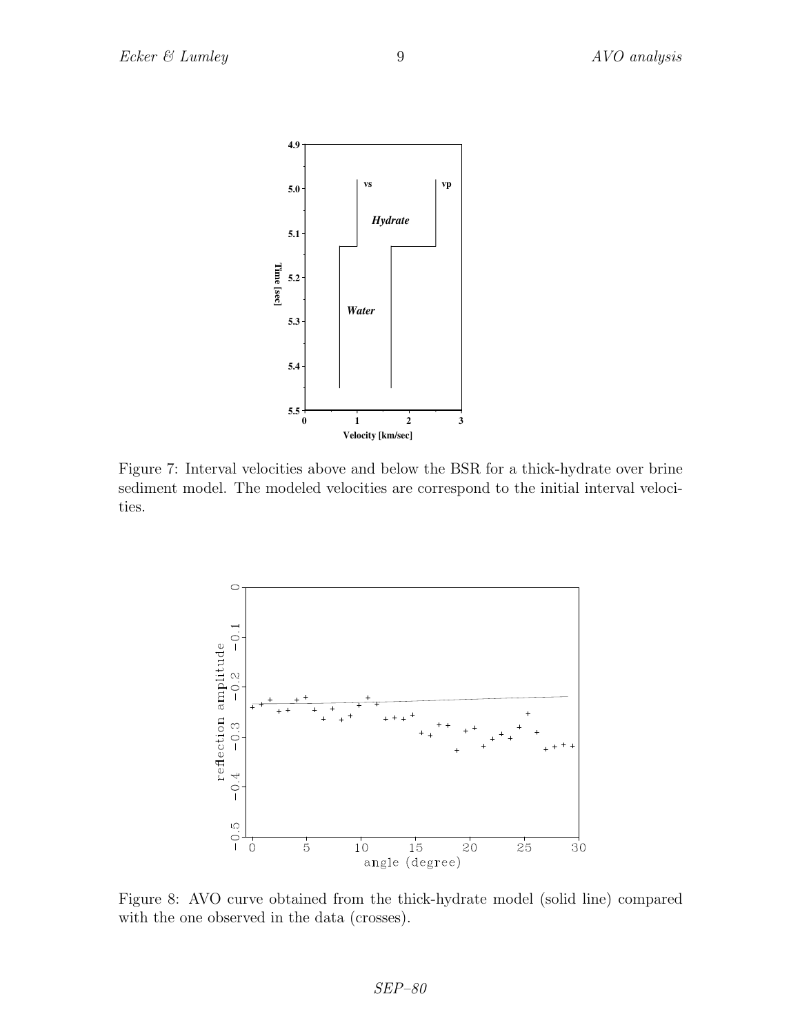Figure 7: Interval velocities above and below the BSR for a thick-hydrate over brine sediment model. The modeled velocities are correspond to the initial interval velocities.

Figure 8: AVO curve obtained from the thick-hydrate model (solid line) compared with the one observed in the data (crosses).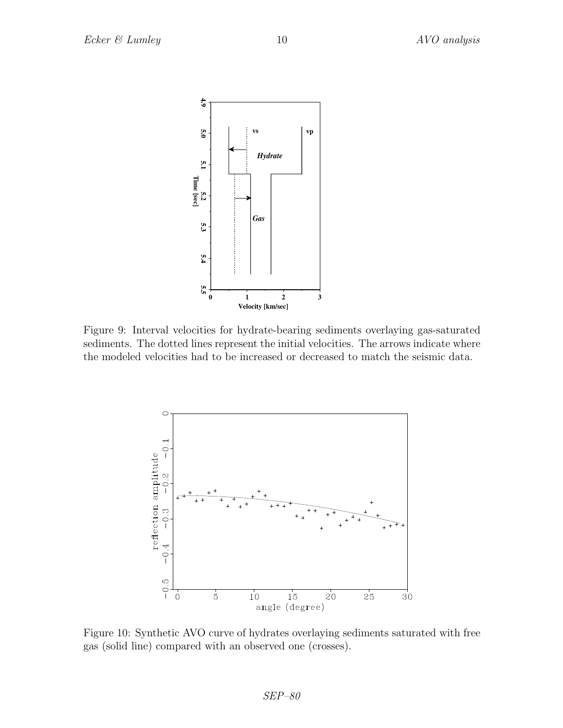Figure 9: Interval velocities for hydrate-bearing sediments overlaying gas-saturated sediments. The dotted lines represent the initial velocities. The arrows indicate where the modeled velocities had to be increased or decreased to match the seismic data.

Figure 10: Synthetic AVO curve of hydrates overlaying sediments saturated with free gas (solid line) compared with an observed one (crosses).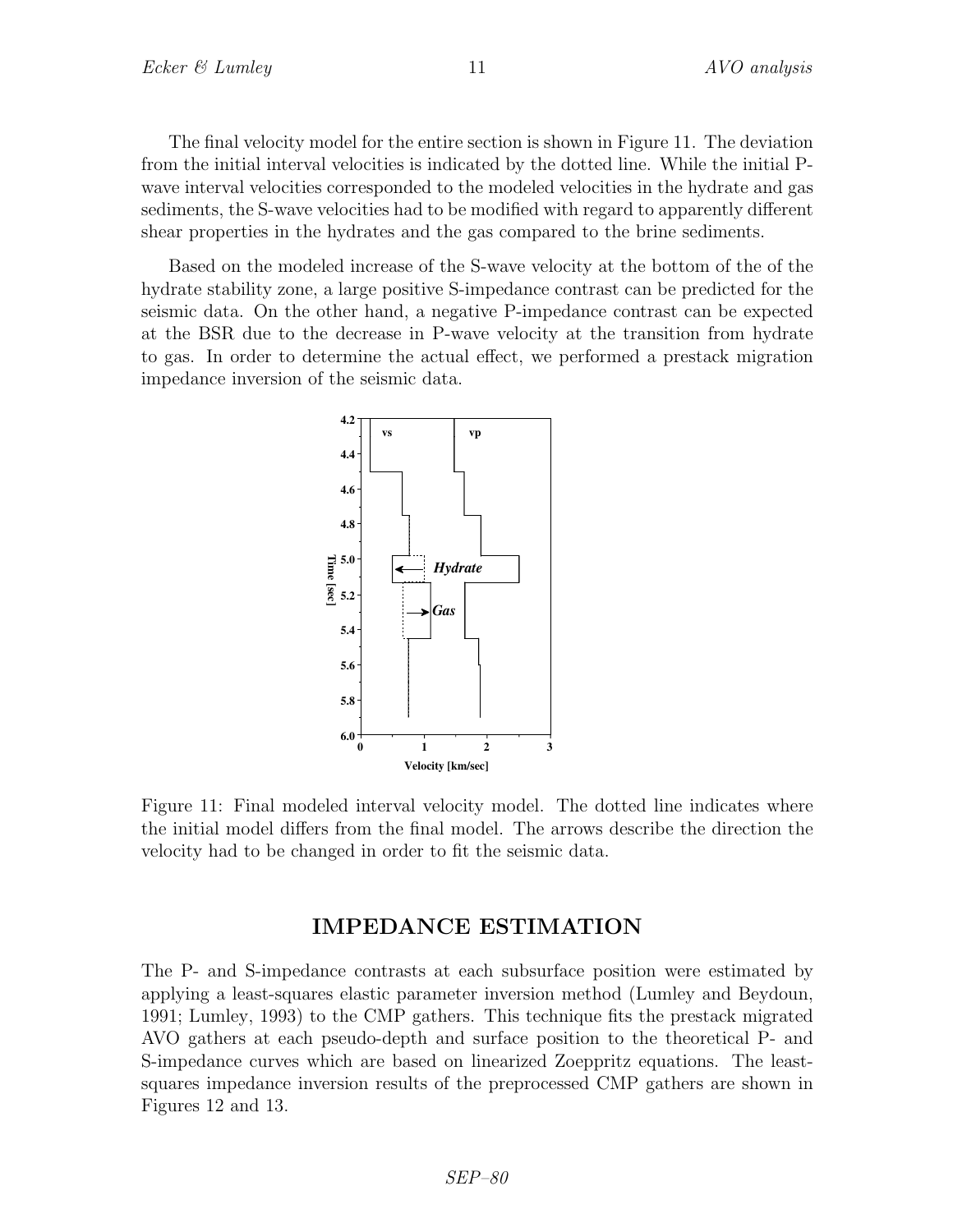The final velocity model for the entire section is shown in Figure 11. The deviation from the initial interval velocities is indicated by the dotted line. While the initial P-wave interval velocities corresponded to the modeled velocities in the hydrate and gas sediments, the S-wave velocities had to be modified with regard to apparently different shear properties in the hydrates and the gas compared to the brine sediments.

Based on the modeled increase of the S-wave velocity at the bottom of the of the hydrate stability zone, a large positive S-impedance contrast can be predicted for the seismic data. On the other hand, a negative P-impedance contrast can be expected at the BSR due to the decrease in P-wave velocity at the transition from hydrate to gas. In order to determine the actual effect, we performed a prestack migration impedance inversion of the seismic data.

Figure 11: Final modeled interval velocity model. The dotted line indicates where the initial model differs from the final model. The arrows describe the direction the velocity had to be changed in order to fit the seismic data.

## IMPEDANCE ESTIMATION

The P- and S-impedance contrasts at each subsurface position were estimated by applying a least-squares elastic parameter inversion method (Lumley and Beydoun, 1991; Lumley, 1993) to the CMP gathers. This technique fits the prestack migrated AVO gathers at each pseudo-depth and surface position to the theoretical P- and S-impedance curves which are based on linearized Zoeppritz equations. The least-squares impedance inversion results of the preprocessed CMP gathers are shown in Figures 12 and 13.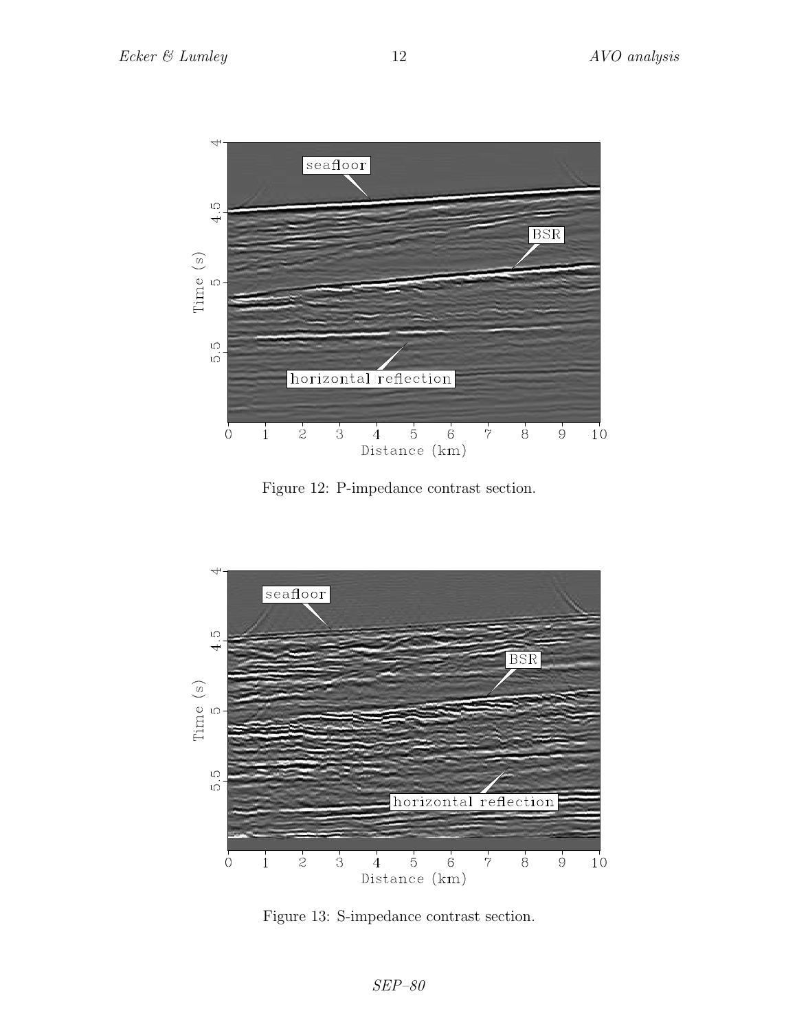Figure 12: P-impedance contrast section.

Figure 13: S-impedance contrast section.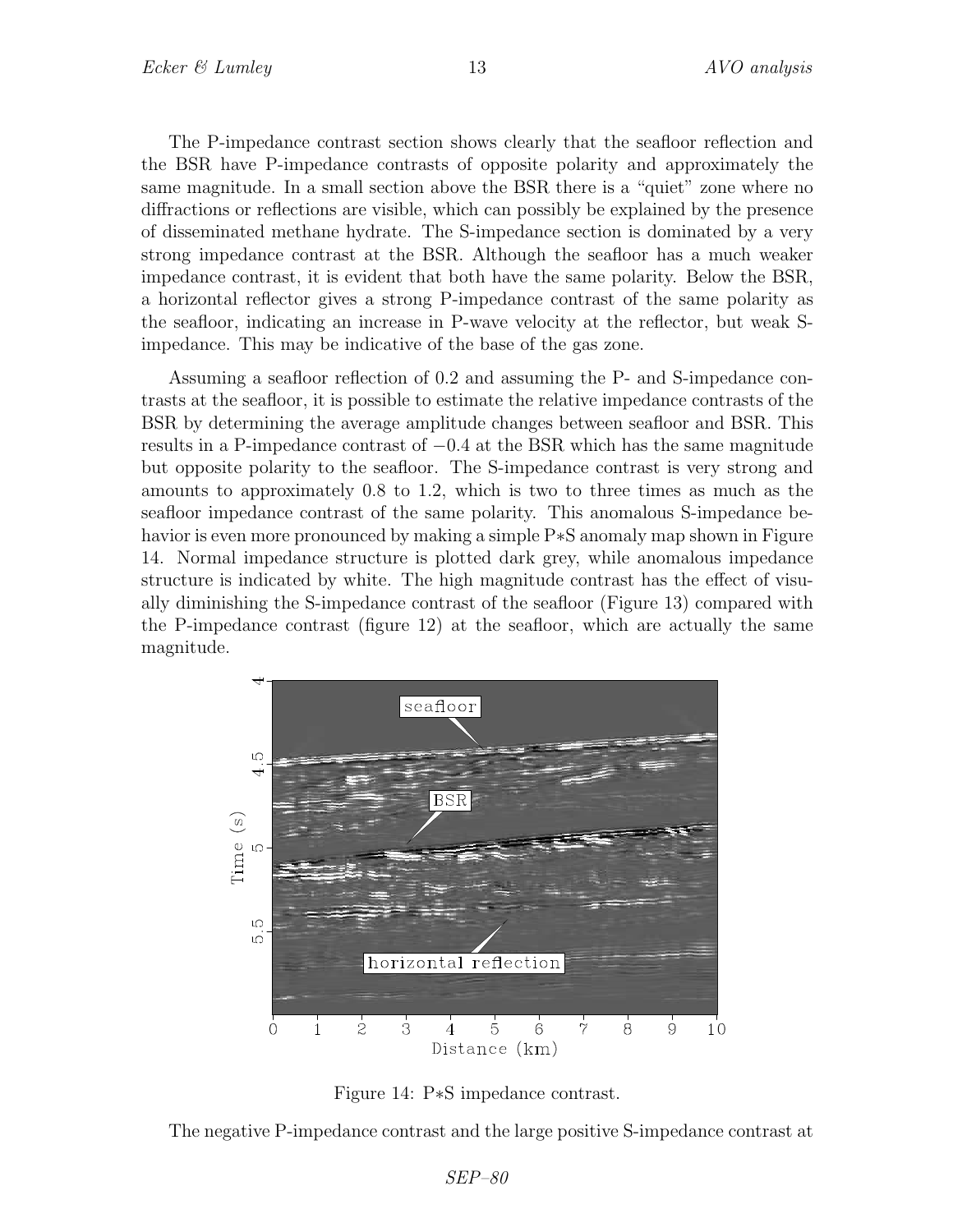The P-impedance contrast section shows clearly that the seafloor reflection and the BSR have P-impedance contrasts of opposite polarity and approximately the same magnitude. In a small section above the BSR there is a "quiet" zone where no diffractions or reflections are visible, which can possibly be explained by the presence of disseminated methane hydrate. The S-impedance section is dominated by a very strong impedance contrast at the BSR. Although the seafloor has a much weaker impedance contrast, it is evident that both have the same polarity. Below the BSR, a horizontal reflector gives a strong P-impedance contrast of the same polarity as the seafloor, indicating an increase in P-wave velocity at the reflector, but weak S-impedance. This may be indicative of the base of the gas zone.

Assuming a seafloor reflection of 0.2 and assuming the P- and S-impedance contrasts at the seafloor, it is possible to estimate the relative impedance contrasts of the BSR by determining the average amplitude changes between seafloor and BSR. This results in a P-impedance contrast of $-0.4$ at the BSR which has the same magnitude but opposite polarity to the seafloor. The S-impedance contrast is very strong and amounts to approximately 0.8 to 1.2, which is two to three times as much as the seafloor impedance contrast of the same polarity. This anomalous S-impedance behavior is even more pronounced by making a simple P$*$S anomaly map shown in Figure 14. Normal impedance structure is plotted dark grey, while anomalous impedance structure is indicated by white. The high magnitude contrast has the effect of visually diminishing the S-impedance contrast of the seafloor (Figure 13) compared with the P-impedance contrast (figure 12) at the seafloor, which are actually the same magnitude.

Figure 14: P$*$S impedance contrast.

The negative P-impedance contrast and the large positive S-impedance contrast at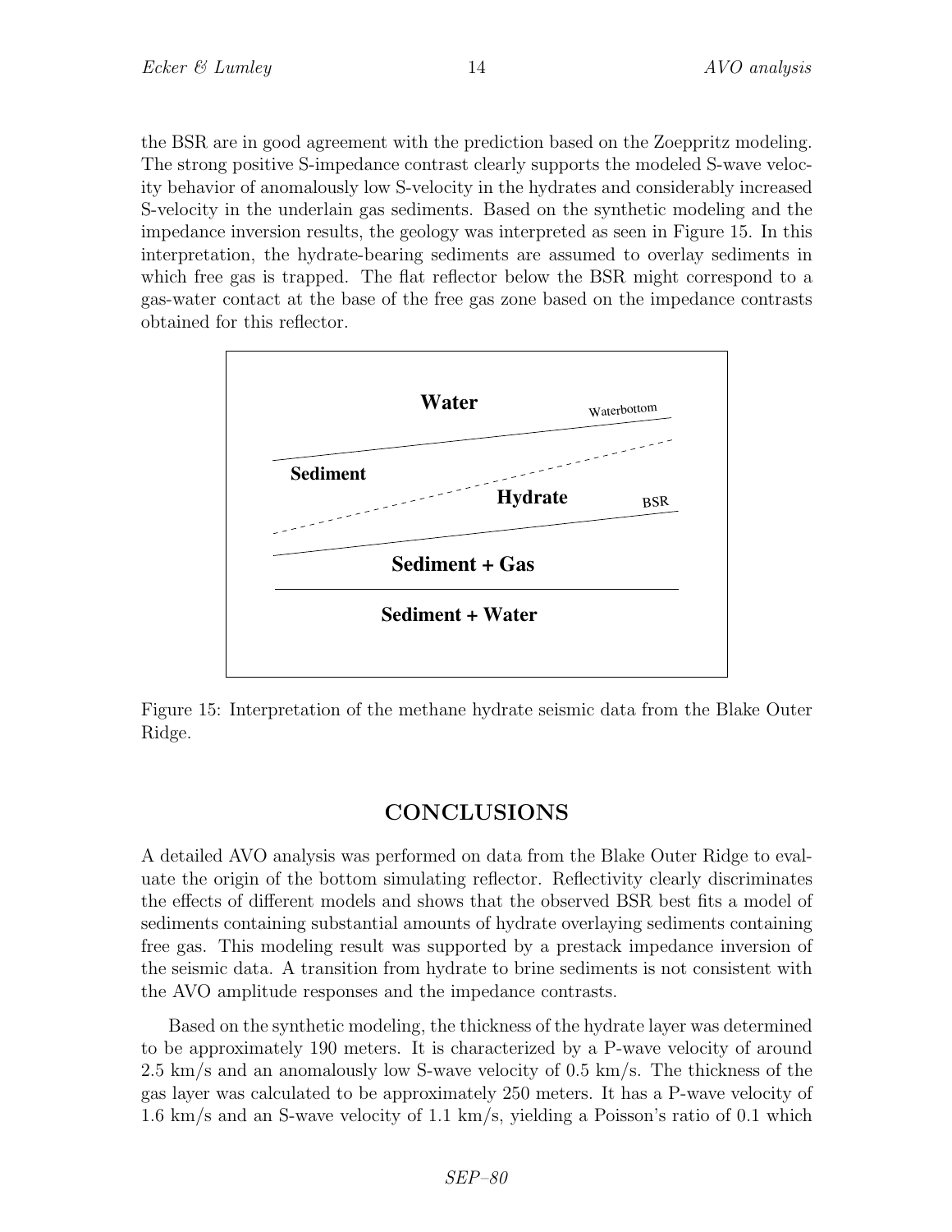the BSR are in good agreement with the prediction based on the Zoeppritz modeling. The strong positive S-impedance contrast clearly supports the modeled S-wave velocity behavior of anomalously low S-velocity in the hydrates and considerably increased S-velocity in the underlain gas sediments. Based on the synthetic modeling and the impedance inversion results, the geology was interpreted as seen in Figure 15. In this interpretation, the hydrate-bearing sediments are assumed to overlay sediments in which free gas is trapped. The flat reflector below the BSR might correspond to a gas-water contact at the base of the free gas zone based on the impedance contrasts obtained for this reflector.

Figure 15: Interpretation of the methane hydrate seismic data from the Blake Outer Ridge.

## CONCLUSIONS

A detailed AVO analysis was performed on data from the Blake Outer Ridge to evaluate the origin of the bottom simulating reflector. Reflectivity clearly discriminates the effects of different models and shows that the observed BSR best fits a model of sediments containing substantial amounts of hydrate overlaying sediments containing free gas. This modeling result was supported by a prestack impedance inversion of the seismic data. A transition from hydrate to brine sediments is not consistent with the AVO amplitude responses and the impedance contrasts.

Based on the synthetic modeling, the thickness of the hydrate layer was determined to be approximately 190 meters. It is characterized by a P-wave velocity of around 2.5 km/s and an anomalously low S-wave velocity of 0.5 km/s. The thickness of the gas layer was calculated to be approximately 250 meters. It has a P-wave velocity of 1.6 km/s and an S-wave velocity of 1.1 km/s, yielding a Poisson's ratio of 0.1 which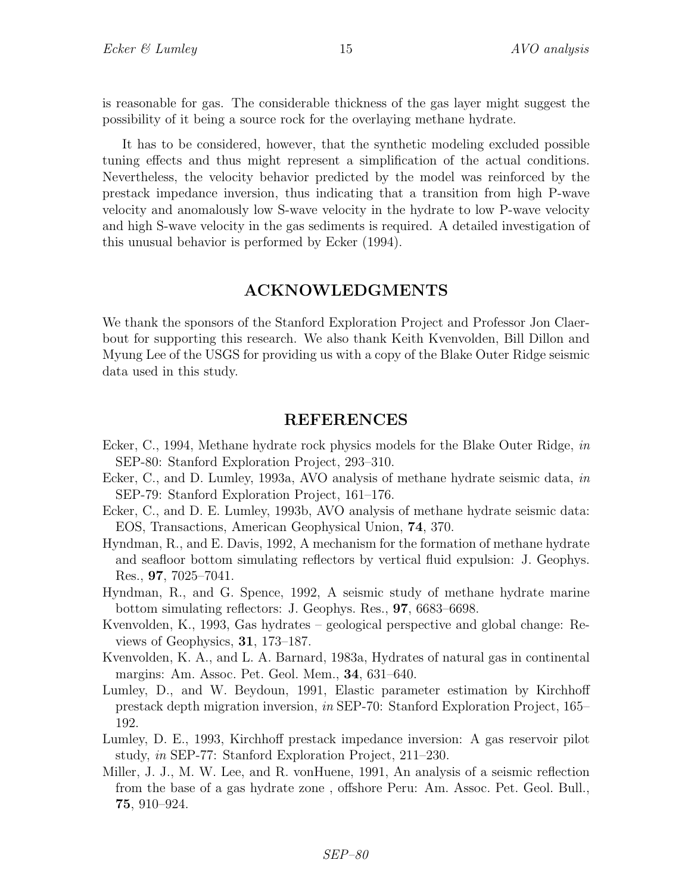is reasonable for gas. The considerable thickness of the gas layer might suggest the possibility of it being a source rock for the overlaying methane hydrate.

It has to be considered, however, that the synthetic modeling excluded possible tuning effects and thus might represent a simplification of the actual conditions. Nevertheless, the velocity behavior predicted by the model was reinforced by the prestack impedance inversion, thus indicating that a transition from high P-wave velocity and anomalously low S-wave velocity in the hydrate to low P-wave velocity and high S-wave velocity in the gas sediments is required. A detailed investigation of this unusual behavior is performed by Ecker (1994).

## ACKNOWLEDGMENTS

We thank the sponsors of the Stanford Exploration Project and Professor Jon Claerbout for supporting this research. We also thank Keith Kvenvolden, Bill Dillon and Myung Lee of the USGS for providing us with a copy of the Blake Outer Ridge seismic data used in this study.

## REFERENCES

Ecker, C., 1994, Methane hydrate rock physics models for the Blake Outer Ridge, *in* SEP-80: Stanford Exploration Project, 293–310.

Ecker, C., and D. Lumley, 1993a, AVO analysis of methane hydrate seismic data, *in* SEP-79: Stanford Exploration Project, 161–176.

Ecker, C., and D. E. Lumley, 1993b, AVO analysis of methane hydrate seismic data: EOS, Transactions, American Geophysical Union, **74**, 370.

Hyndman, R., and E. Davis, 1992, A mechanism for the formation of methane hydrate and seafloor bottom simulating reflectors by vertical fluid expulsion: J. Geophys. Res., **97**, 7025–7041.

Hyndman, R., and G. Spence, 1992, A seismic study of methane hydrate marine bottom simulating reflectors: J. Geophys. Res., **97**, 6683–6698.

Kvenvolden, K., 1993, Gas hydrates – geological perspective and global change: Reviews of Geophysics, **31**, 173–187.

Kvenvolden, K. A., and L. A. Barnard, 1983a, Hydrates of natural gas in continental margins: Am. Assoc. Pet. Geol. Mem., **34**, 631–640.

Lumley, D., and W. Beydoun, 1991, Elastic parameter estimation by Kirchhoff prestack depth migration inversion, *in* SEP-70: Stanford Exploration Project, 165–192.

Lumley, D. E., 1993, Kirchhoff prestack impedance inversion: A gas reservoir pilot study, *in* SEP-77: Stanford Exploration Project, 211–230.

Miller, J. J., M. W. Lee, and R. vonHuene, 1991, An analysis of a seismic reflection from the base of a gas hydrate zone , offshore Peru: Am. Assoc. Pet. Geol. Bull., **75**, 910–924.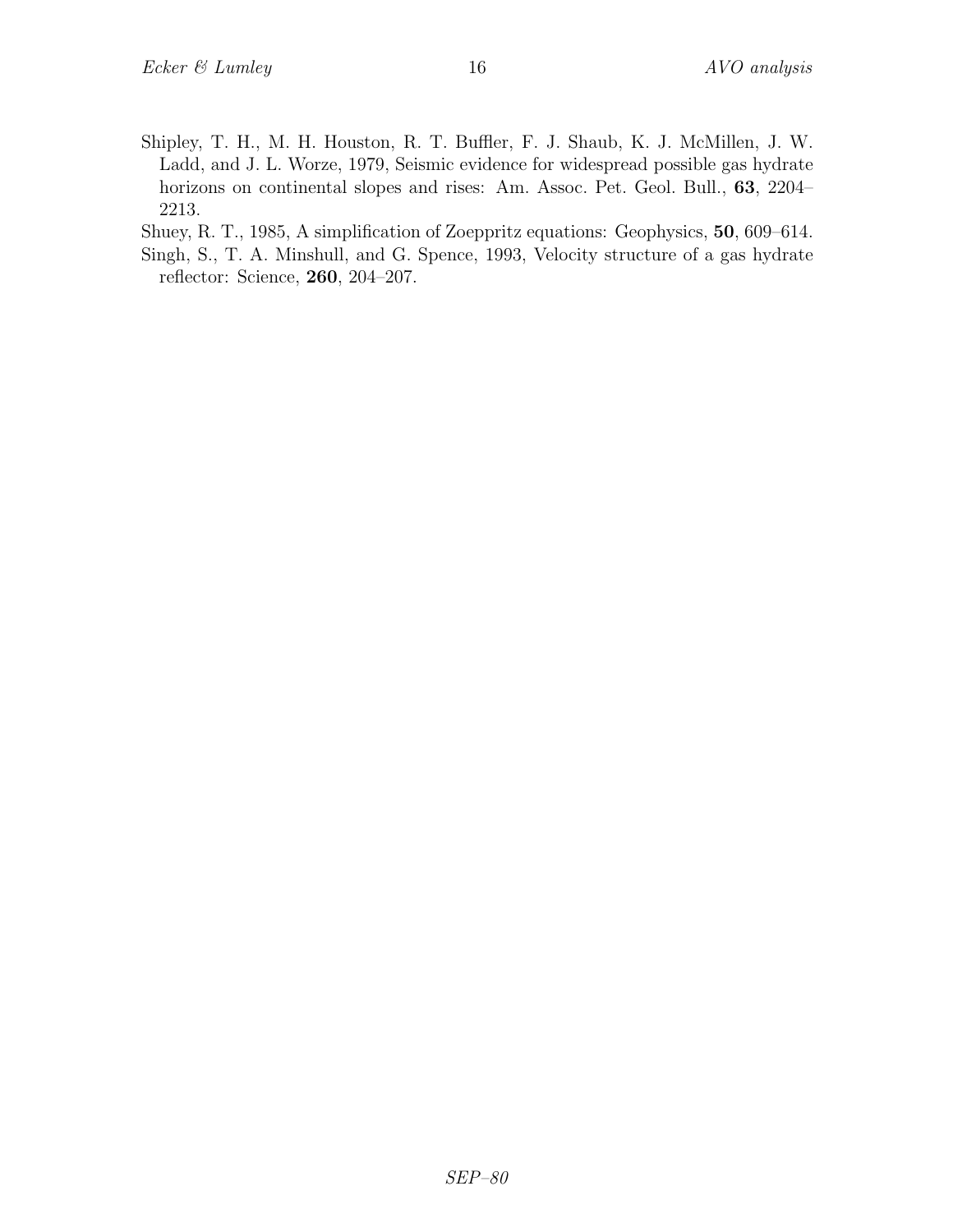Shipley, T. H., M. H. Houston, R. T. Buffler, F. J. Shaub, K. J. McMillen, J. W. Ladd, and J. L. Worze, 1979, Seismic evidence for widespread possible gas hydrate horizons on continental slopes and rises: Am. Assoc. Pet. Geol. Bull., **63**, 2204–2213.

Shuey, R. T., 1985, A simplification of Zoeppritz equations: Geophysics, **50**, 609–614.

Singh, S., T. A. Minshull, and G. Spence, 1993, Velocity structure of a gas hydrate reflector: Science, **260**, 204–207.